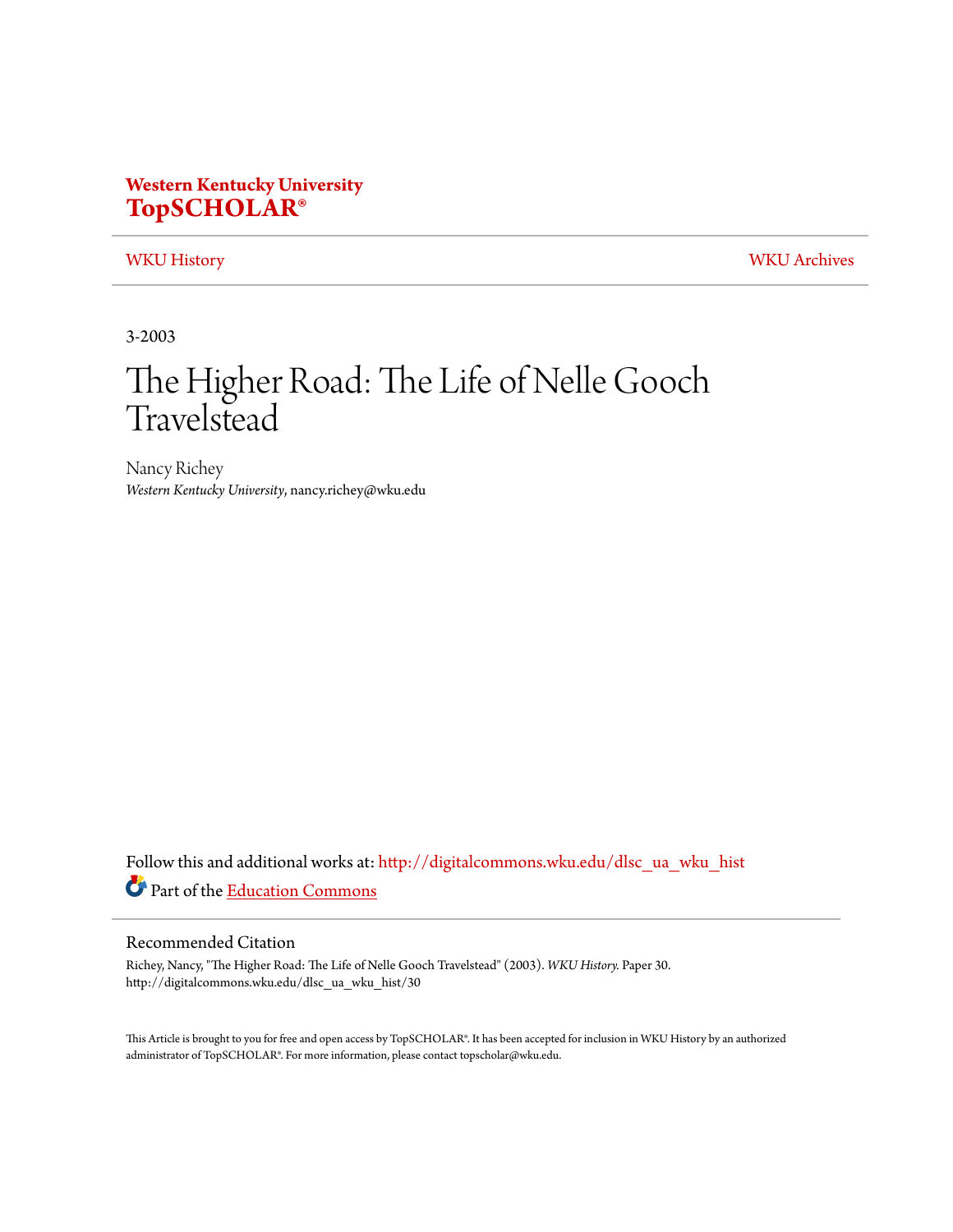**Western Kentucky University**
**TopSCHOLAR®**

WKU History | WKU Archives

3-2003

# The Higher Road: The Life of Nelle Gooch Travelstead

Nancy Richey
*Western Kentucky University*, nancy.richey@wku.edu

Follow this and additional works at: http://digitalcommons.wku.edu/dlsc_ua_wku_hist

Part of the Education Commons

## Recommended Citation

Richey, Nancy, "The Higher Road: The Life of Nelle Gooch Travelstead" (2003). *WKU History.* Paper 30.
http://digitalcommons.wku.edu/dlsc_ua_wku_hist/30

This Article is brought to you for free and open access by TopSCHOLAR®. It has been accepted for inclusion in WKU History by an authorized administrator of TopSCHOLAR®. For more information, please contact topscholar@wku.edu.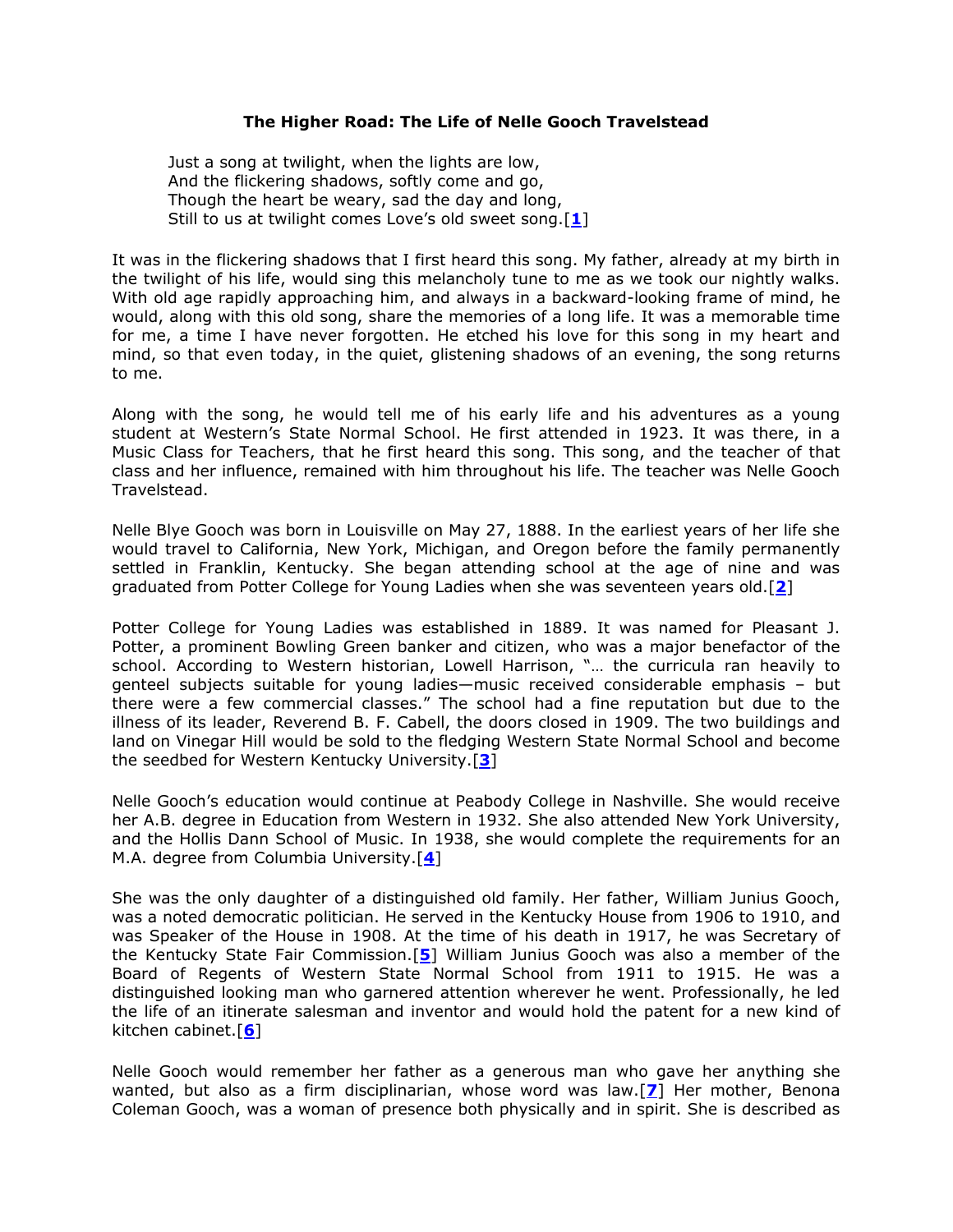**The Higher Road: The Life of Nelle Gooch Travelstead**

> Just a song at twilight, when the lights are low,
> And the flickering shadows, softly come and go,
> Though the heart be weary, sad the day and long,
> Still to us at twilight comes Love's old sweet song.[1]

It was in the flickering shadows that I first heard this song. My father, already at my birth in the twilight of his life, would sing this melancholy tune to me as we took our nightly walks. With old age rapidly approaching him, and always in a backward-looking frame of mind, he would, along with this old song, share the memories of a long life. It was a memorable time for me, a time I have never forgotten. He etched his love for this song in my heart and mind, so that even today, in the quiet, glistening shadows of an evening, the song returns to me.

Along with the song, he would tell me of his early life and his adventures as a young student at Western's State Normal School. He first attended in 1923. It was there, in a Music Class for Teachers, that he first heard this song. This song, and the teacher of that class and her influence, remained with him throughout his life. The teacher was Nelle Gooch Travelstead.

Nelle Blye Gooch was born in Louisville on May 27, 1888. In the earliest years of her life she would travel to California, New York, Michigan, and Oregon before the family permanently settled in Franklin, Kentucky. She began attending school at the age of nine and was graduated from Potter College for Young Ladies when she was seventeen years old.[2]

Potter College for Young Ladies was established in 1889. It was named for Pleasant J. Potter, a prominent Bowling Green banker and citizen, who was a major benefactor of the school. According to Western historian, Lowell Harrison, "… the curricula ran heavily to genteel subjects suitable for young ladies—music received considerable emphasis – but there were a few commercial classes." The school had a fine reputation but due to the illness of its leader, Reverend B. F. Cabell, the doors closed in 1909. The two buildings and land on Vinegar Hill would be sold to the fledging Western State Normal School and become the seedbed for Western Kentucky University.[3]

Nelle Gooch's education would continue at Peabody College in Nashville. She would receive her A.B. degree in Education from Western in 1932. She also attended New York University, and the Hollis Dann School of Music. In 1938, she would complete the requirements for an M.A. degree from Columbia University.[4]

She was the only daughter of a distinguished old family. Her father, William Junius Gooch, was a noted democratic politician. He served in the Kentucky House from 1906 to 1910, and was Speaker of the House in 1908. At the time of his death in 1917, he was Secretary of the Kentucky State Fair Commission.[5] William Junius Gooch was also a member of the Board of Regents of Western State Normal School from 1911 to 1915. He was a distinguished looking man who garnered attention wherever he went. Professionally, he led the life of an itinerate salesman and inventor and would hold the patent for a new kind of kitchen cabinet.[6]

Nelle Gooch would remember her father as a generous man who gave her anything she wanted, but also as a firm disciplinarian, whose word was law.[7] Her mother, Benona Coleman Gooch, was a woman of presence both physically and in spirit. She is described as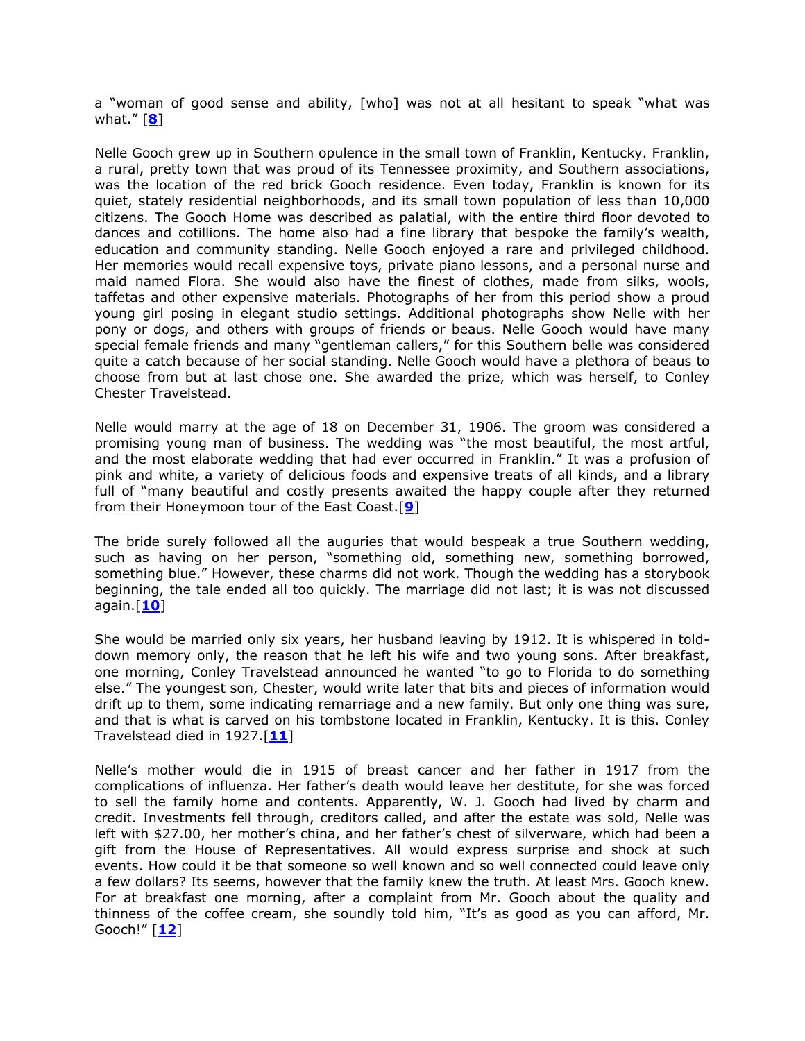a "woman of good sense and ability, [who] was not at all hesitant to speak "what was what." [**8**]

Nelle Gooch grew up in Southern opulence in the small town of Franklin, Kentucky. Franklin, a rural, pretty town that was proud of its Tennessee proximity, and Southern associations, was the location of the red brick Gooch residence. Even today, Franklin is known for its quiet, stately residential neighborhoods, and its small town population of less than 10,000 citizens. The Gooch Home was described as palatial, with the entire third floor devoted to dances and cotillions. The home also had a fine library that bespoke the family's wealth, education and community standing. Nelle Gooch enjoyed a rare and privileged childhood. Her memories would recall expensive toys, private piano lessons, and a personal nurse and maid named Flora. She would also have the finest of clothes, made from silks, wools, taffetas and other expensive materials. Photographs of her from this period show a proud young girl posing in elegant studio settings. Additional photographs show Nelle with her pony or dogs, and others with groups of friends or beaus. Nelle Gooch would have many special female friends and many "gentleman callers," for this Southern belle was considered quite a catch because of her social standing. Nelle Gooch would have a plethora of beaus to choose from but at last chose one. She awarded the prize, which was herself, to Conley Chester Travelstead.

Nelle would marry at the age of 18 on December 31, 1906. The groom was considered a promising young man of business. The wedding was "the most beautiful, the most artful, and the most elaborate wedding that had ever occurred in Franklin." It was a profusion of pink and white, a variety of delicious foods and expensive treats of all kinds, and a library full of "many beautiful and costly presents awaited the happy couple after they returned from their Honeymoon tour of the East Coast.[**9**]

The bride surely followed all the auguries that would bespeak a true Southern wedding, such as having on her person, "something old, something new, something borrowed, something blue." However, these charms did not work. Though the wedding has a storybook beginning, the tale ended all too quickly. The marriage did not last; it is was not discussed again.[**10**]

She would be married only six years, her husband leaving by 1912. It is whispered in told-down memory only, the reason that he left his wife and two young sons. After breakfast, one morning, Conley Travelstead announced he wanted "to go to Florida to do something else." The youngest son, Chester, would write later that bits and pieces of information would drift up to them, some indicating remarriage and a new family. But only one thing was sure, and that is what is carved on his tombstone located in Franklin, Kentucky. It is this. Conley Travelstead died in 1927.[**11**]

Nelle's mother would die in 1915 of breast cancer and her father in 1917 from the complications of influenza. Her father's death would leave her destitute, for she was forced to sell the family home and contents. Apparently, W. J. Gooch had lived by charm and credit. Investments fell through, creditors called, and after the estate was sold, Nelle was left with $27.00, her mother's china, and her father's chest of silverware, which had been a gift from the House of Representatives. All would express surprise and shock at such events. How could it be that someone so well known and so well connected could leave only a few dollars? Its seems, however that the family knew the truth. At least Mrs. Gooch knew. For at breakfast one morning, after a complaint from Mr. Gooch about the quality and thinness of the coffee cream, she soundly told him, "It's as good as you can afford, Mr. Gooch!" [**12**]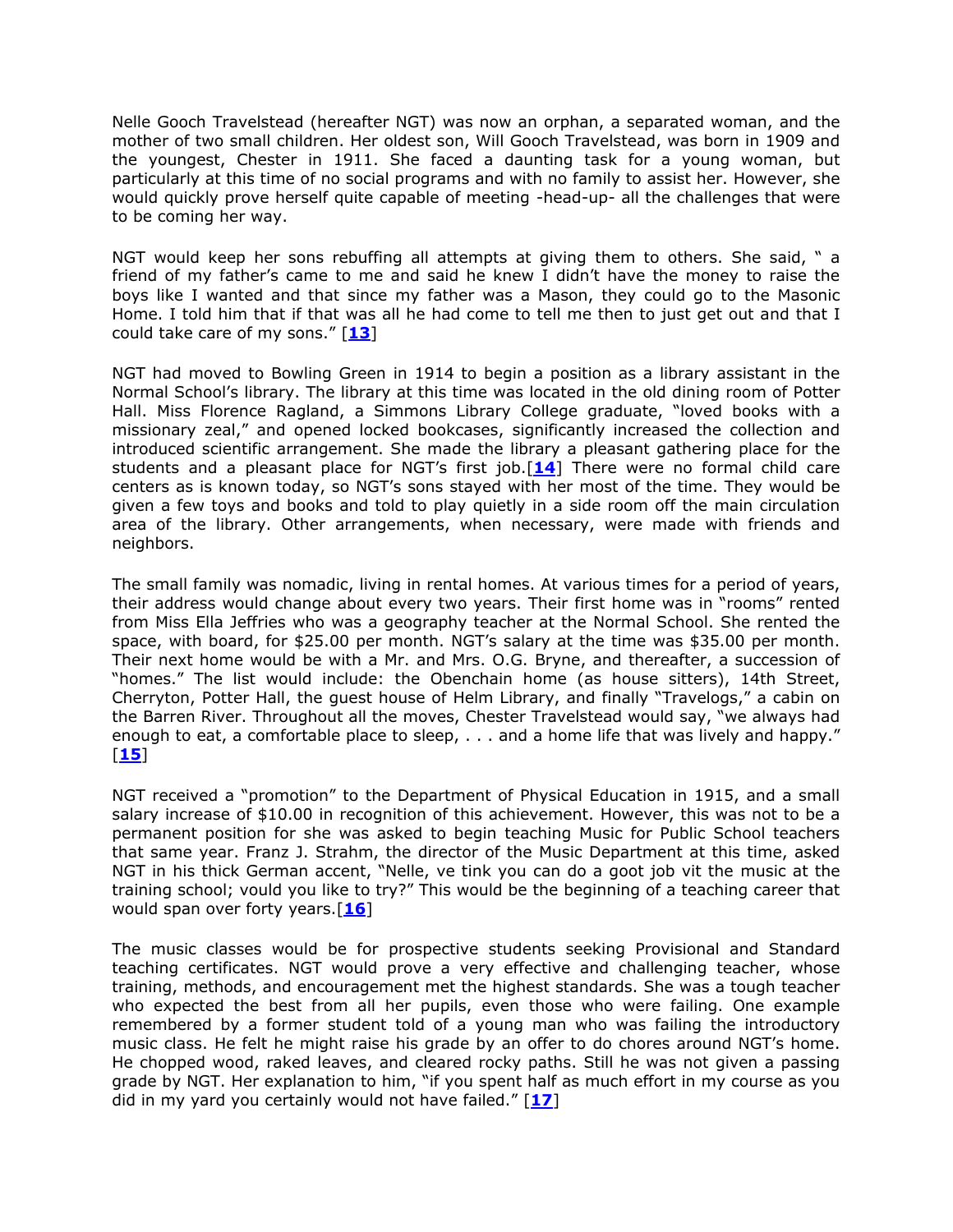Nelle Gooch Travelstead (hereafter NGT) was now an orphan, a separated woman, and the mother of two small children. Her oldest son, Will Gooch Travelstead, was born in 1909 and the youngest, Chester in 1911. She faced a daunting task for a young woman, but particularly at this time of no social programs and with no family to assist her. However, she would quickly prove herself quite capable of meeting -head-up- all the challenges that were to be coming her way.

NGT would keep her sons rebuffing all attempts at giving them to others. She said, " a friend of my father's came to me and said he knew I didn't have the money to raise the boys like I wanted and that since my father was a Mason, they could go to the Masonic Home. I told him that if that was all he had come to tell me then to just get out and that I could take care of my sons." [**13**]

NGT had moved to Bowling Green in 1914 to begin a position as a library assistant in the Normal School's library. The library at this time was located in the old dining room of Potter Hall. Miss Florence Ragland, a Simmons Library College graduate, "loved books with a missionary zeal," and opened locked bookcases, significantly increased the collection and introduced scientific arrangement. She made the library a pleasant gathering place for the students and a pleasant place for NGT's first job.[**14**] There were no formal child care centers as is known today, so NGT's sons stayed with her most of the time. They would be given a few toys and books and told to play quietly in a side room off the main circulation area of the library. Other arrangements, when necessary, were made with friends and neighbors.

The small family was nomadic, living in rental homes. At various times for a period of years, their address would change about every two years. Their first home was in "rooms" rented from Miss Ella Jeffries who was a geography teacher at the Normal School. She rented the space, with board, for $25.00 per month. NGT's salary at the time was $35.00 per month. Their next home would be with a Mr. and Mrs. O.G. Bryne, and thereafter, a succession of "homes." The list would include: the Obenchain home (as house sitters), 14th Street, Cherryton, Potter Hall, the guest house of Helm Library, and finally "Travelogs," a cabin on the Barren River. Throughout all the moves, Chester Travelstead would say, "we always had enough to eat, a comfortable place to sleep, . . . and a home life that was lively and happy." [**15**]

NGT received a "promotion" to the Department of Physical Education in 1915, and a small salary increase of $10.00 in recognition of this achievement. However, this was not to be a permanent position for she was asked to begin teaching Music for Public School teachers that same year. Franz J. Strahm, the director of the Music Department at this time, asked NGT in his thick German accent, "Nelle, ve tink you can do a goot job vit the music at the training school; vould you like to try?" This would be the beginning of a teaching career that would span over forty years.[**16**]

The music classes would be for prospective students seeking Provisional and Standard teaching certificates. NGT would prove a very effective and challenging teacher, whose training, methods, and encouragement met the highest standards. She was a tough teacher who expected the best from all her pupils, even those who were failing. One example remembered by a former student told of a young man who was failing the introductory music class. He felt he might raise his grade by an offer to do chores around NGT's home. He chopped wood, raked leaves, and cleared rocky paths. Still he was not given a passing grade by NGT. Her explanation to him, "if you spent half as much effort in my course as you did in my yard you certainly would not have failed." [**17**]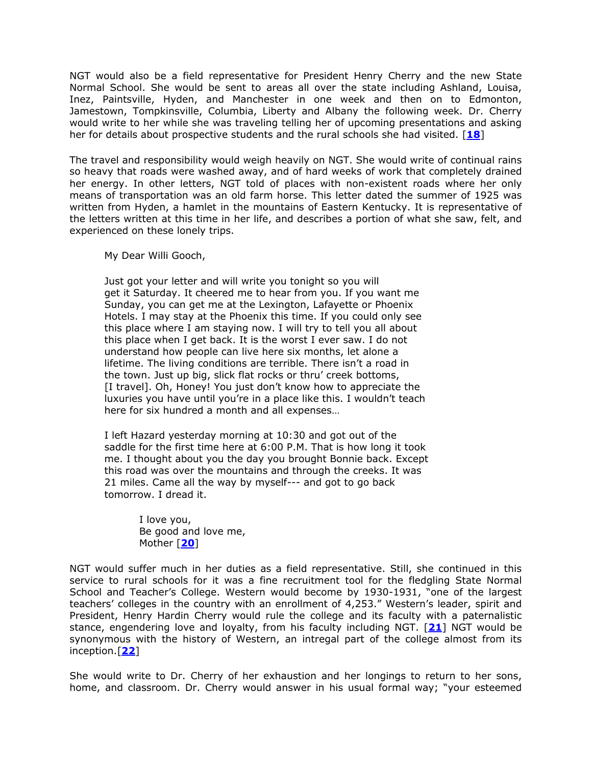NGT would also be a field representative for President Henry Cherry and the new State Normal School. She would be sent to areas all over the state including Ashland, Louisa, Inez, Paintsville, Hyden, and Manchester in one week and then on to Edmonton, Jamestown, Tompkinsville, Columbia, Liberty and Albany the following week. Dr. Cherry would write to her while she was traveling telling her of upcoming presentations and asking her for details about prospective students and the rural schools she had visited. [**18**]

The travel and responsibility would weigh heavily on NGT. She would write of continual rains so heavy that roads were washed away, and of hard weeks of work that completely drained her energy. In other letters, NGT told of places with non-existent roads where her only means of transportation was an old farm horse. This letter dated the summer of 1925 was written from Hyden, a hamlet in the mountains of Eastern Kentucky. It is representative of the letters written at this time in her life, and describes a portion of what she saw, felt, and experienced on these lonely trips.

> My Dear Willi Gooch,
>
> Just got your letter and will write you tonight so you will get it Saturday. It cheered me to hear from you. If you want me Sunday, you can get me at the Lexington, Lafayette or Phoenix Hotels. I may stay at the Phoenix this time. If you could only see this place where I am staying now. I will try to tell you all about this place when I get back. It is the worst I ever saw. I do not understand how people can live here six months, let alone a lifetime. The living conditions are terrible. There isn't a road in the town. Just up big, slick flat rocks or thru' creek bottoms, [I travel]. Oh, Honey! You just don't know how to appreciate the luxuries you have until you're in a place like this. I wouldn't teach here for six hundred a month and all expenses…
>
> I left Hazard yesterday morning at 10:30 and got out of the saddle for the first time here at 6:00 P.M. That is how long it took me. I thought about you the day you brought Bonnie back. Except this road was over the mountains and through the creeks. It was 21 miles. Came all the way by myself--- and got to go back tomorrow. I dread it.
>
> I love you,
> Be good and love me,
> Mother [**20**]

NGT would suffer much in her duties as a field representative. Still, she continued in this service to rural schools for it was a fine recruitment tool for the fledgling State Normal School and Teacher's College. Western would become by 1930-1931, "one of the largest teachers' colleges in the country with an enrollment of 4,253." Western's leader, spirit and President, Henry Hardin Cherry would rule the college and its faculty with a paternalistic stance, engendering love and loyalty, from his faculty including NGT. [**21**] NGT would be synonymous with the history of Western, an intregal part of the college almost from its inception.[**22**]

She would write to Dr. Cherry of her exhaustion and her longings to return to her sons, home, and classroom. Dr. Cherry would answer in his usual formal way; "your esteemed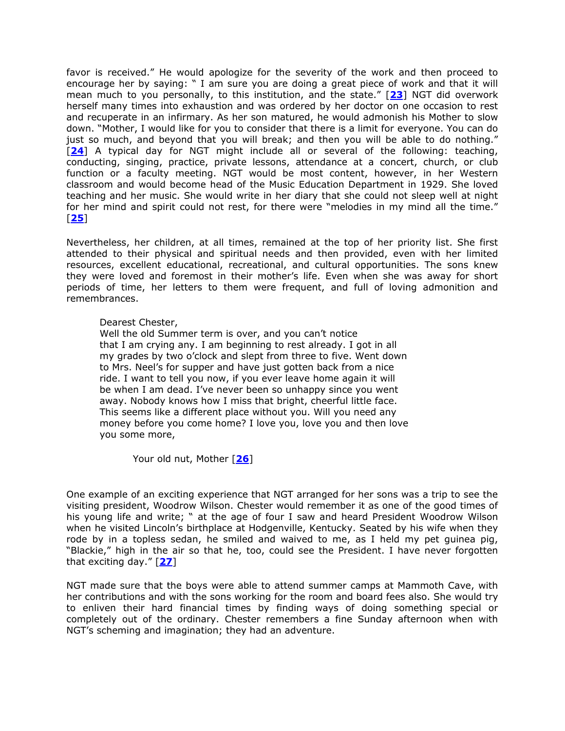favor is received." He would apologize for the severity of the work and then proceed to encourage her by saying: " I am sure you are doing a great piece of work and that it will mean much to you personally, to this institution, and the state." [**23**] NGT did overwork herself many times into exhaustion and was ordered by her doctor on one occasion to rest and recuperate in an infirmary. As her son matured, he would admonish his Mother to slow down. "Mother, I would like for you to consider that there is a limit for everyone. You can do just so much, and beyond that you will break; and then you will be able to do nothing." [**24**] A typical day for NGT might include all or several of the following: teaching, conducting, singing, practice, private lessons, attendance at a concert, church, or club function or a faculty meeting. NGT would be most content, however, in her Western classroom and would become head of the Music Education Department in 1929. She loved teaching and her music. She would write in her diary that she could not sleep well at night for her mind and spirit could not rest, for there were "melodies in my mind all the time." [**25**]

Nevertheless, her children, at all times, remained at the top of her priority list. She first attended to their physical and spiritual needs and then provided, even with her limited resources, excellent educational, recreational, and cultural opportunities. The sons knew they were loved and foremost in their mother's life. Even when she was away for short periods of time, her letters to them were frequent, and full of loving admonition and remembrances.

> Dearest Chester,
> Well the old Summer term is over, and you can't notice
> that I am crying any. I am beginning to rest already. I got in all
> my grades by two o'clock and slept from three to five. Went down
> to Mrs. Neel's for supper and have just gotten back from a nice
> ride. I want to tell you now, if you ever leave home again it will
> be when I am dead. I've never been so unhappy since you went
> away. Nobody knows how I miss that bright, cheerful little face.
> This seems like a different place without you. Will you need any
> money before you come home? I love you, love you and then love
> you some more,
>
> Your old nut, Mother [**26**]

One example of an exciting experience that NGT arranged for her sons was a trip to see the visiting president, Woodrow Wilson. Chester would remember it as one of the good times of his young life and write; " at the age of four I saw and heard President Woodrow Wilson when he visited Lincoln's birthplace at Hodgenville, Kentucky. Seated by his wife when they rode by in a topless sedan, he smiled and waived to me, as I held my pet guinea pig, "Blackie," high in the air so that he, too, could see the President. I have never forgotten that exciting day." [**27**]

NGT made sure that the boys were able to attend summer camps at Mammoth Cave, with her contributions and with the sons working for the room and board fees also. She would try to enliven their hard financial times by finding ways of doing something special or completely out of the ordinary. Chester remembers a fine Sunday afternoon when with NGT's scheming and imagination; they had an adventure.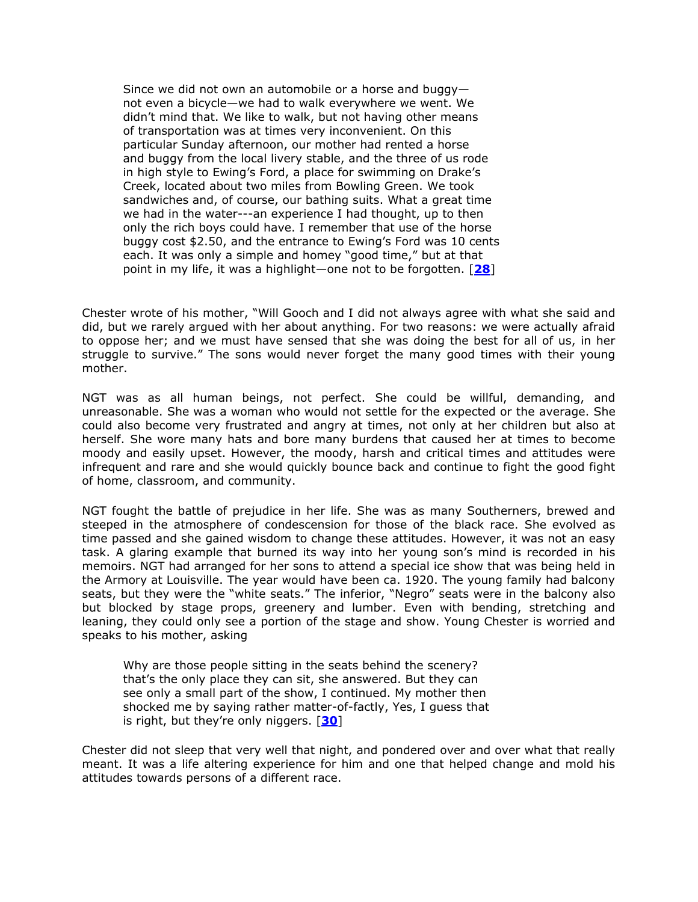> Since we did not own an automobile or a horse and buggy—not even a bicycle—we had to walk everywhere we went. We didn't mind that. We like to walk, but not having other means of transportation was at times very inconvenient. On this particular Sunday afternoon, our mother had rented a horse and buggy from the local livery stable, and the three of us rode in high style to Ewing's Ford, a place for swimming on Drake's Creek, located about two miles from Bowling Green. We took sandwiches and, of course, our bathing suits. What a great time we had in the water---an experience I had thought, up to then only the rich boys could have. I remember that use of the horse buggy cost $2.50, and the entrance to Ewing's Ford was 10 cents each. It was only a simple and homey "good time," but at that point in my life, it was a highlight—one not to be forgotten. [**28**]

Chester wrote of his mother, "Will Gooch and I did not always agree with what she said and did, but we rarely argued with her about anything. For two reasons: we were actually afraid to oppose her; and we must have sensed that she was doing the best for all of us, in her struggle to survive." The sons would never forget the many good times with their young mother.

NGT was as all human beings, not perfect. She could be willful, demanding, and unreasonable. She was a woman who would not settle for the expected or the average. She could also become very frustrated and angry at times, not only at her children but also at herself. She wore many hats and bore many burdens that caused her at times to become moody and easily upset. However, the moody, harsh and critical times and attitudes were infrequent and rare and she would quickly bounce back and continue to fight the good fight of home, classroom, and community.

NGT fought the battle of prejudice in her life. She was as many Southerners, brewed and steeped in the atmosphere of condescension for those of the black race. She evolved as time passed and she gained wisdom to change these attitudes. However, it was not an easy task. A glaring example that burned its way into her young son's mind is recorded in his memoirs. NGT had arranged for her sons to attend a special ice show that was being held in the Armory at Louisville. The year would have been ca. 1920. The young family had balcony seats, but they were the "white seats." The inferior, "Negro" seats were in the balcony also but blocked by stage props, greenery and lumber. Even with bending, stretching and leaning, they could only see a portion of the stage and show. Young Chester is worried and speaks to his mother, asking

> Why are those people sitting in the seats behind the scenery? that's the only place they can sit, she answered. But they can see only a small part of the show, I continued. My mother then shocked me by saying rather matter-of-factly, Yes, I guess that is right, but they're only niggers. [**30**]

Chester did not sleep that very well that night, and pondered over and over what that really meant. It was a life altering experience for him and one that helped change and mold his attitudes towards persons of a different race.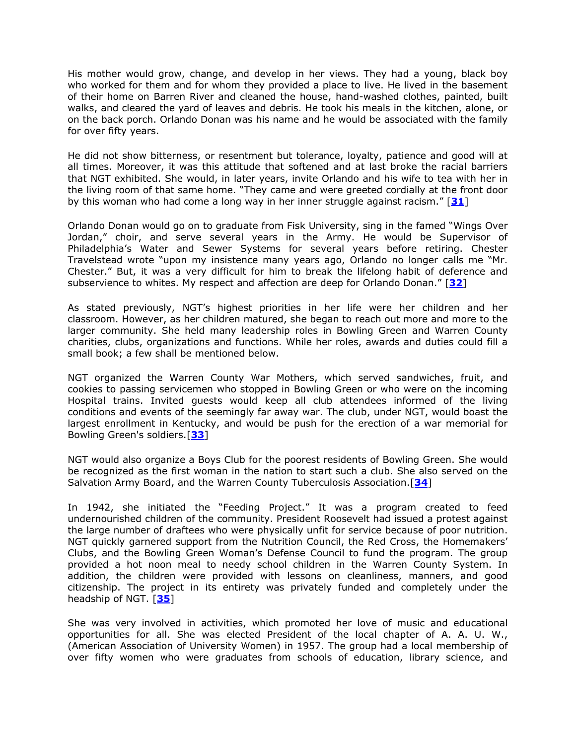His mother would grow, change, and develop in her views. They had a young, black boy who worked for them and for whom they provided a place to live. He lived in the basement of their home on Barren River and cleaned the house, hand-washed clothes, painted, built walks, and cleared the yard of leaves and debris. He took his meals in the kitchen, alone, or on the back porch. Orlando Donan was his name and he would be associated with the family for over fifty years.

He did not show bitterness, or resentment but tolerance, loyalty, patience and good will at all times. Moreover, it was this attitude that softened and at last broke the racial barriers that NGT exhibited. She would, in later years, invite Orlando and his wife to tea with her in the living room of that same home. "They came and were greeted cordially at the front door by this woman who had come a long way in her inner struggle against racism." [**31**]

Orlando Donan would go on to graduate from Fisk University, sing in the famed "Wings Over Jordan," choir, and serve several years in the Army. He would be Supervisor of Philadelphia's Water and Sewer Systems for several years before retiring. Chester Travelstead wrote "upon my insistence many years ago, Orlando no longer calls me "Mr. Chester." But, it was a very difficult for him to break the lifelong habit of deference and subservience to whites. My respect and affection are deep for Orlando Donan." [**32**]

As stated previously, NGT's highest priorities in her life were her children and her classroom. However, as her children matured, she began to reach out more and more to the larger community. She held many leadership roles in Bowling Green and Warren County charities, clubs, organizations and functions. While her roles, awards and duties could fill a small book; a few shall be mentioned below.

NGT organized the Warren County War Mothers, which served sandwiches, fruit, and cookies to passing servicemen who stopped in Bowling Green or who were on the incoming Hospital trains. Invited guests would keep all club attendees informed of the living conditions and events of the seemingly far away war. The club, under NGT, would boast the largest enrollment in Kentucky, and would be push for the erection of a war memorial for Bowling Green's soldiers.[**33**]

NGT would also organize a Boys Club for the poorest residents of Bowling Green. She would be recognized as the first woman in the nation to start such a club. She also served on the Salvation Army Board, and the Warren County Tuberculosis Association.[**34**]

In 1942, she initiated the "Feeding Project." It was a program created to feed undernourished children of the community. President Roosevelt had issued a protest against the large number of draftees who were physically unfit for service because of poor nutrition. NGT quickly garnered support from the Nutrition Council, the Red Cross, the Homemakers' Clubs, and the Bowling Green Woman's Defense Council to fund the program. The group provided a hot noon meal to needy school children in the Warren County System. In addition, the children were provided with lessons on cleanliness, manners, and good citizenship. The project in its entirety was privately funded and completely under the headship of NGT. [**35**]

She was very involved in activities, which promoted her love of music and educational opportunities for all. She was elected President of the local chapter of A. A. U. W., (American Association of University Women) in 1957. The group had a local membership of over fifty women who were graduates from schools of education, library science, and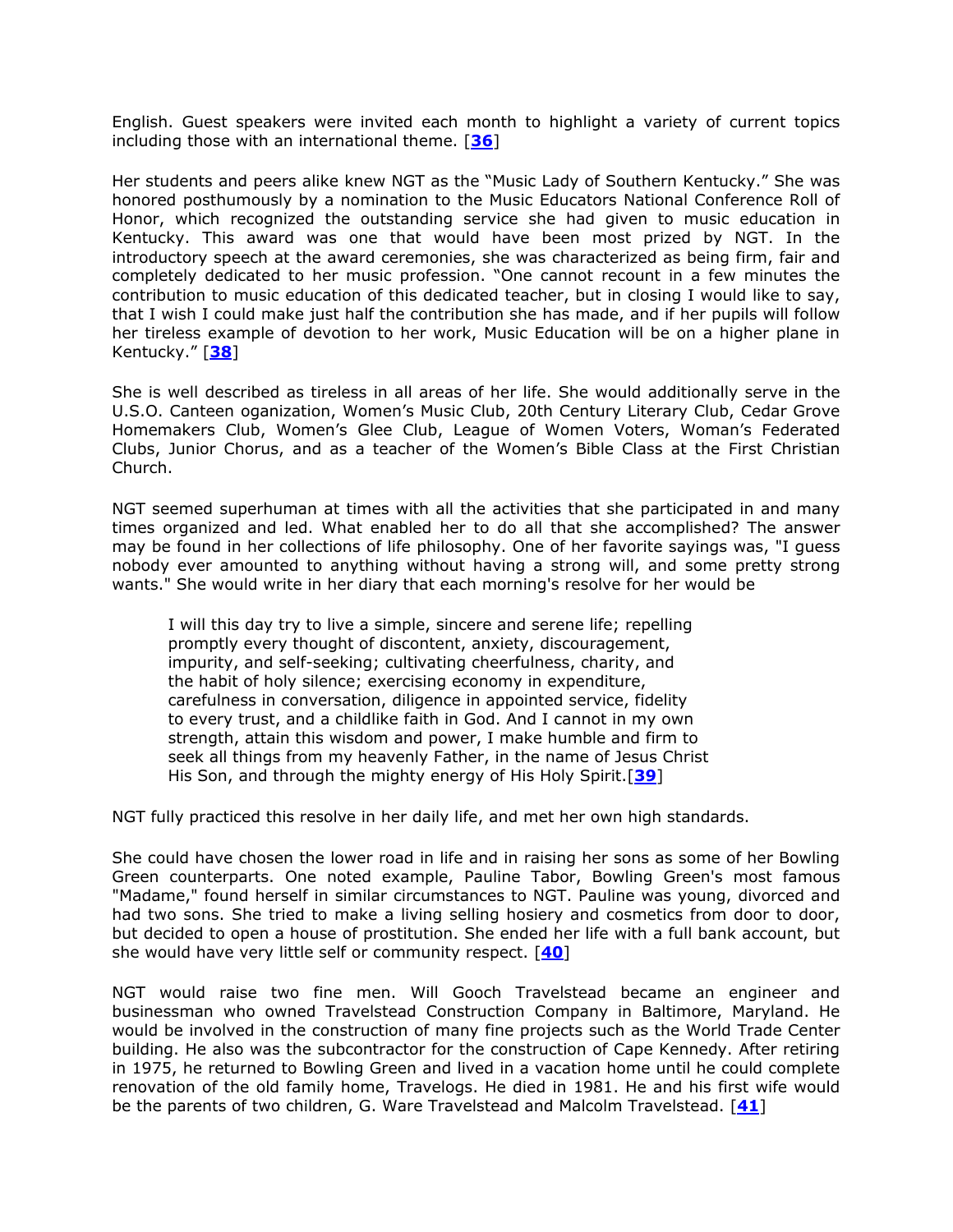English. Guest speakers were invited each month to highlight a variety of current topics including those with an international theme. [**36**]

Her students and peers alike knew NGT as the "Music Lady of Southern Kentucky." She was honored posthumously by a nomination to the Music Educators National Conference Roll of Honor, which recognized the outstanding service she had given to music education in Kentucky. This award was one that would have been most prized by NGT. In the introductory speech at the award ceremonies, she was characterized as being firm, fair and completely dedicated to her music profession. "One cannot recount in a few minutes the contribution to music education of this dedicated teacher, but in closing I would like to say, that I wish I could make just half the contribution she has made, and if her pupils will follow her tireless example of devotion to her work, Music Education will be on a higher plane in Kentucky." [**38**]

She is well described as tireless in all areas of her life. She would additionally serve in the U.S.O. Canteen oganization, Women's Music Club, 20th Century Literary Club, Cedar Grove Homemakers Club, Women's Glee Club, League of Women Voters, Woman's Federated Clubs, Junior Chorus, and as a teacher of the Women's Bible Class at the First Christian Church.

NGT seemed superhuman at times with all the activities that she participated in and many times organized and led. What enabled her to do all that she accomplished? The answer may be found in her collections of life philosophy. One of her favorite sayings was, "I guess nobody ever amounted to anything without having a strong will, and some pretty strong wants." She would write in her diary that each morning's resolve for her would be

> I will this day try to live a simple, sincere and serene life; repelling promptly every thought of discontent, anxiety, discouragement, impurity, and self-seeking; cultivating cheerfulness, charity, and the habit of holy silence; exercising economy in expenditure, carefulness in conversation, diligence in appointed service, fidelity to every trust, and a childlike faith in God. And I cannot in my own strength, attain this wisdom and power, I make humble and firm to seek all things from my heavenly Father, in the name of Jesus Christ His Son, and through the mighty energy of His Holy Spirit.[**39**]

NGT fully practiced this resolve in her daily life, and met her own high standards.

She could have chosen the lower road in life and in raising her sons as some of her Bowling Green counterparts. One noted example, Pauline Tabor, Bowling Green's most famous "Madame," found herself in similar circumstances to NGT. Pauline was young, divorced and had two sons. She tried to make a living selling hosiery and cosmetics from door to door, but decided to open a house of prostitution. She ended her life with a full bank account, but she would have very little self or community respect. [**40**]

NGT would raise two fine men. Will Gooch Travelstead became an engineer and businessman who owned Travelstead Construction Company in Baltimore, Maryland. He would be involved in the construction of many fine projects such as the World Trade Center building. He also was the subcontractor for the construction of Cape Kennedy. After retiring in 1975, he returned to Bowling Green and lived in a vacation home until he could complete renovation of the old family home, Travelogs. He died in 1981. He and his first wife would be the parents of two children, G. Ware Travelstead and Malcolm Travelstead. [**41**]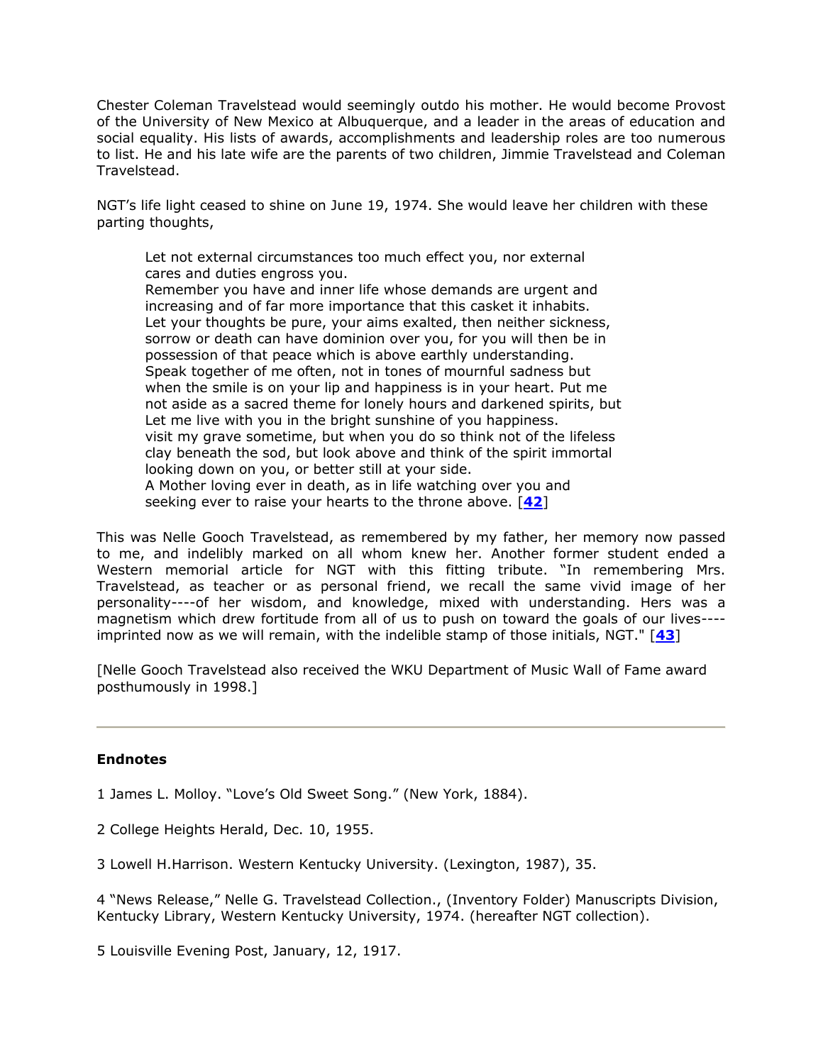Chester Coleman Travelstead would seemingly outdo his mother. He would become Provost of the University of New Mexico at Albuquerque, and a leader in the areas of education and social equality. His lists of awards, accomplishments and leadership roles are too numerous to list. He and his late wife are the parents of two children, Jimmie Travelstead and Coleman Travelstead.

NGT's life light ceased to shine on June 19, 1974. She would leave her children with these parting thoughts,

> Let not external circumstances too much effect you, nor external cares and duties engross you.
> Remember you have and inner life whose demands are urgent and increasing and of far more importance that this casket it inhabits.
> Let your thoughts be pure, your aims exalted, then neither sickness, sorrow or death can have dominion over you, for you will then be in possession of that peace which is above earthly understanding.
> Speak together of me often, not in tones of mournful sadness but when the smile is on your lip and happiness is in your heart. Put me not aside as a sacred theme for lonely hours and darkened spirits, but Let me live with you in the bright sunshine of you happiness.
> visit my grave sometime, but when you do so think not of the lifeless clay beneath the sod, but look above and think of the spirit immortal looking down on you, or better still at your side.
> A Mother loving ever in death, as in life watching over you and seeking ever to raise your hearts to the throne above. [**42**]

This was Nelle Gooch Travelstead, as remembered by my father, her memory now passed to me, and indelibly marked on all whom knew her. Another former student ended a Western memorial article for NGT with this fitting tribute. "In remembering Mrs. Travelstead, as teacher or as personal friend, we recall the same vivid image of her personality----of her wisdom, and knowledge, mixed with understanding. Hers was a magnetism which drew fortitude from all of us to push on toward the goals of our lives----imprinted now as we will remain, with the indelible stamp of those initials, NGT." [**43**]

[Nelle Gooch Travelstead also received the WKU Department of Music Wall of Fame award posthumously in 1998.]

---

**Endnotes**

1 James L. Molloy. "Love's Old Sweet Song." (New York, 1884).

2 College Heights Herald, Dec. 10, 1955.

3 Lowell H.Harrison. Western Kentucky University. (Lexington, 1987), 35.

4 "News Release," Nelle G. Travelstead Collection., (Inventory Folder) Manuscripts Division, Kentucky Library, Western Kentucky University, 1974. (hereafter NGT collection).

5 Louisville Evening Post, January, 12, 1917.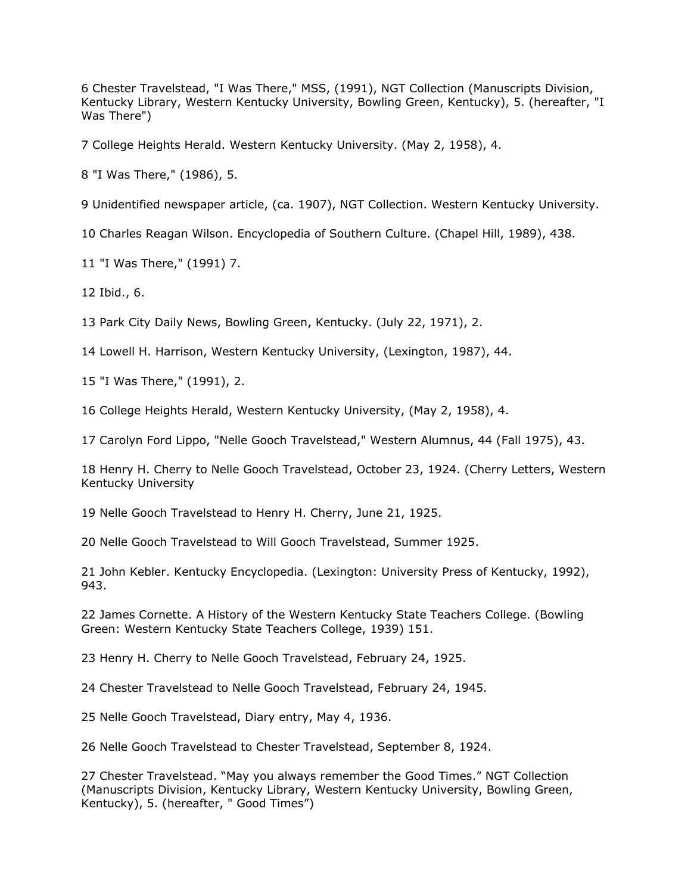6 Chester Travelstead, "I Was There," MSS, (1991), NGT Collection (Manuscripts Division, Kentucky Library, Western Kentucky University, Bowling Green, Kentucky), 5. (hereafter, "I Was There")

7 College Heights Herald. Western Kentucky University. (May 2, 1958), 4.

8 "I Was There," (1986), 5.

9 Unidentified newspaper article, (ca. 1907), NGT Collection. Western Kentucky University.

10 Charles Reagan Wilson. Encyclopedia of Southern Culture. (Chapel Hill, 1989), 438.

11 "I Was There," (1991) 7.

12 Ibid., 6.

13 Park City Daily News, Bowling Green, Kentucky. (July 22, 1971), 2.

14 Lowell H. Harrison, Western Kentucky University, (Lexington, 1987), 44.

15 "I Was There," (1991), 2.

16 College Heights Herald, Western Kentucky University, (May 2, 1958), 4.

17 Carolyn Ford Lippo, "Nelle Gooch Travelstead," Western Alumnus, 44 (Fall 1975), 43.

18 Henry H. Cherry to Nelle Gooch Travelstead, October 23, 1924. (Cherry Letters, Western Kentucky University

19 Nelle Gooch Travelstead to Henry H. Cherry, June 21, 1925.

20 Nelle Gooch Travelstead to Will Gooch Travelstead, Summer 1925.

21 John Kebler. Kentucky Encyclopedia. (Lexington: University Press of Kentucky, 1992), 943.

22 James Cornette. A History of the Western Kentucky State Teachers College. (Bowling Green: Western Kentucky State Teachers College, 1939) 151.

23 Henry H. Cherry to Nelle Gooch Travelstead, February 24, 1925.

24 Chester Travelstead to Nelle Gooch Travelstead, February 24, 1945.

25 Nelle Gooch Travelstead, Diary entry, May 4, 1936.

26 Nelle Gooch Travelstead to Chester Travelstead, September 8, 1924.

27 Chester Travelstead. "May you always remember the Good Times." NGT Collection (Manuscripts Division, Kentucky Library, Western Kentucky University, Bowling Green, Kentucky), 5. (hereafter, " Good Times")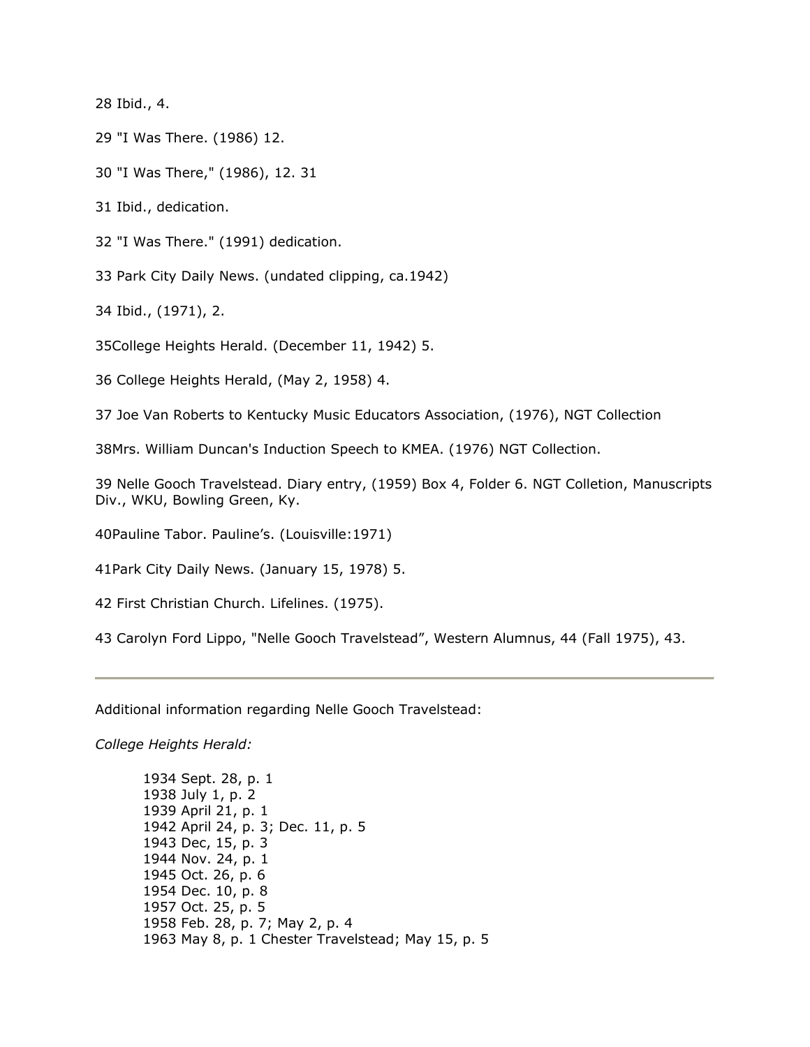28 Ibid., 4.

29 "I Was There. (1986) 12.

30 "I Was There," (1986), 12. 31

31 Ibid., dedication.

32 "I Was There." (1991) dedication.

33 Park City Daily News. (undated clipping, ca.1942)

34 Ibid., (1971), 2.

35College Heights Herald. (December 11, 1942) 5.

36 College Heights Herald, (May 2, 1958) 4.

37 Joe Van Roberts to Kentucky Music Educators Association, (1976), NGT Collection

38Mrs. William Duncan's Induction Speech to KMEA. (1976) NGT Collection.

39 Nelle Gooch Travelstead. Diary entry, (1959) Box 4, Folder 6. NGT Colletion, Manuscripts Div., WKU, Bowling Green, Ky.

40Pauline Tabor. Pauline's. (Louisville:1971)

41Park City Daily News. (January 15, 1978) 5.

42 First Christian Church. Lifelines. (1975).

43 Carolyn Ford Lippo, "Nelle Gooch Travelstead", Western Alumnus, 44 (Fall 1975), 43.

---

Additional information regarding Nelle Gooch Travelstead:

*College Heights Herald:*

1934 Sept. 28, p. 1
1938 July 1, p. 2
1939 April 21, p. 1
1942 April 24, p. 3; Dec. 11, p. 5
1943 Dec, 15, p. 3
1944 Nov. 24, p. 1
1945 Oct. 26, p. 6
1954 Dec. 10, p. 8
1957 Oct. 25, p. 5
1958 Feb. 28, p. 7; May 2, p. 4
1963 May 8, p. 1 Chester Travelstead; May 15, p. 5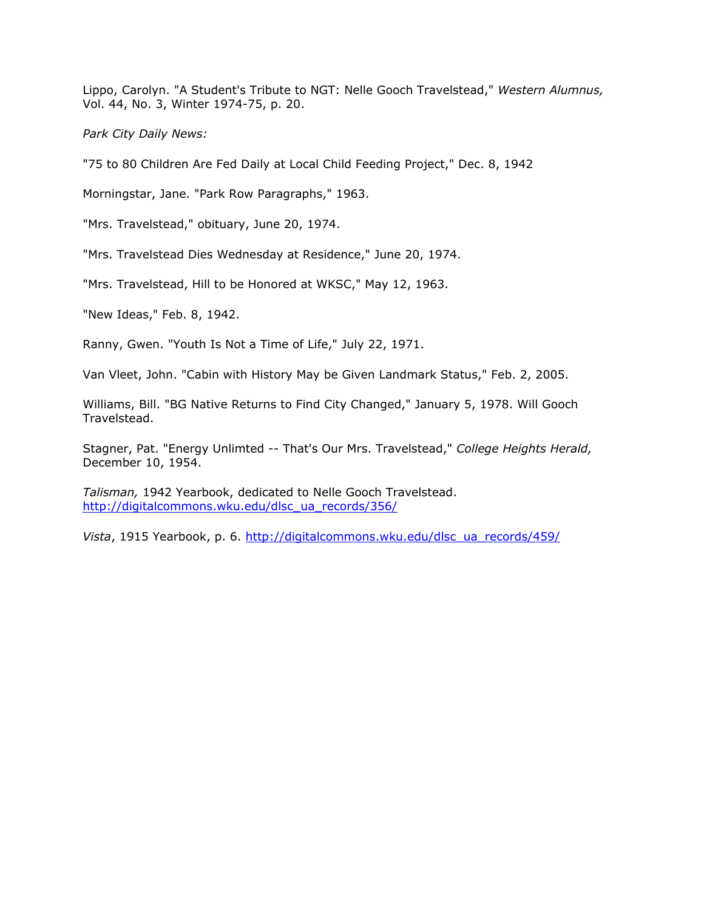Lippo, Carolyn. "A Student's Tribute to NGT: Nelle Gooch Travelstead," *Western Alumnus,* Vol. 44, No. 3, Winter 1974-75, p. 20.

*Park City Daily News:*

"75 to 80 Children Are Fed Daily at Local Child Feeding Project," Dec. 8, 1942

Morningstar, Jane. "Park Row Paragraphs," 1963.

"Mrs. Travelstead," obituary, June 20, 1974.

"Mrs. Travelstead Dies Wednesday at Residence," June 20, 1974.

"Mrs. Travelstead, Hill to be Honored at WKSC," May 12, 1963.

"New Ideas," Feb. 8, 1942.

Ranny, Gwen. "Youth Is Not a Time of Life," July 22, 1971.

Van Vleet, John. "Cabin with History May be Given Landmark Status," Feb. 2, 2005.

Williams, Bill. "BG Native Returns to Find City Changed," January 5, 1978. Will Gooch Travelstead.

Stagner, Pat. "Energy Unlimted -- That's Our Mrs. Travelstead," *College Heights Herald,* December 10, 1954.

*Talisman,* 1942 Yearbook, dedicated to Nelle Gooch Travelstead. http://digitalcommons.wku.edu/dlsc_ua_records/356/

*Vista*, 1915 Yearbook, p. 6. http://digitalcommons.wku.edu/dlsc_ua_records/459/